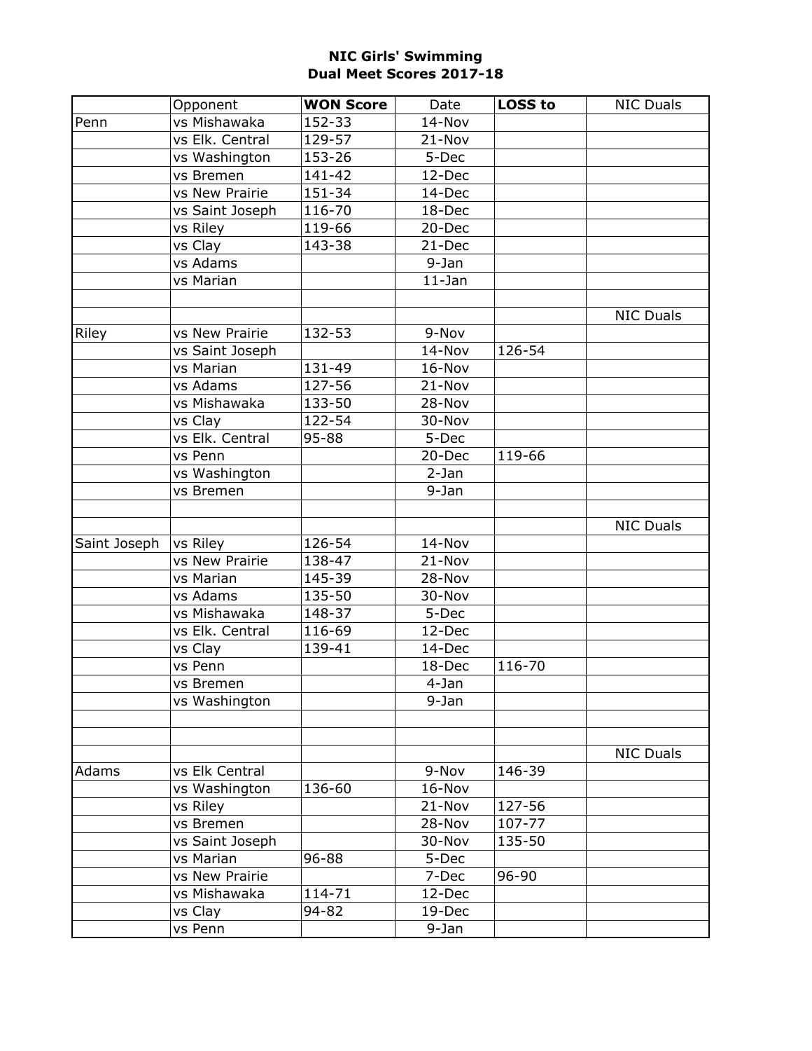**NIC Girls' Swimming**
**Dual Meet Scores 2017-18**

| | Opponent | **WON Score** | Date | **LOSS to** | NIC Duals |
|---|---|---|---|---|---|
| Penn | vs Mishawaka | 152-33 | 14-Nov | | |
| | vs Elk. Central | 129-57 | 21-Nov | | |
| | vs Washington | 153-26 | 5-Dec | | |
| | vs Bremen | 141-42 | 12-Dec | | |
| | vs New Prairie | 151-34 | 14-Dec | | |
| | vs Saint Joseph | 116-70 | 18-Dec | | |
| | vs Riley | 119-66 | 20-Dec | | |
| | vs Clay | 143-38 | 21-Dec | | |
| | vs Adams | | 9-Jan | | |
| | vs Marian | | 11-Jan | | |
| | | | | | |
| | | | | | NIC Duals |
| Riley | vs New Prairie | 132-53 | 9-Nov | | |
| | vs Saint Joseph | | 14-Nov | 126-54 | |
| | vs Marian | 131-49 | 16-Nov | | |
| | vs Adams | 127-56 | 21-Nov | | |
| | vs Mishawaka | 133-50 | 28-Nov | | |
| | vs Clay | 122-54 | 30-Nov | | |
| | vs Elk. Central | 95-88 | 5-Dec | | |
| | vs Penn | | 20-Dec | 119-66 | |
| | vs Washington | | 2-Jan | | |
| | vs Bremen | | 9-Jan | | |
| | | | | | |
| | | | | | NIC Duals |
| Saint Joseph | vs Riley | 126-54 | 14-Nov | | |
| | vs New Prairie | 138-47 | 21-Nov | | |
| | vs Marian | 145-39 | 28-Nov | | |
| | vs Adams | 135-50 | 30-Nov | | |
| | vs Mishawaka | 148-37 | 5-Dec | | |
| | vs Elk. Central | 116-69 | 12-Dec | | |
| | vs Clay | 139-41 | 14-Dec | | |
| | vs Penn | | 18-Dec | 116-70 | |
| | vs Bremen | | 4-Jan | | |
| | vs Washington | | 9-Jan | | |
| | | | | | |
| | | | | | |
| | | | | | NIC Duals |
| Adams | vs Elk Central | | 9-Nov | 146-39 | |
| | vs Washington | 136-60 | 16-Nov | | |
| | vs Riley | | 21-Nov | 127-56 | |
| | vs Bremen | | 28-Nov | 107-77 | |
| | vs Saint Joseph | | 30-Nov | 135-50 | |
| | vs Marian | 96-88 | 5-Dec | | |
| | vs New Prairie | | 7-Dec | 96-90 | |
| | vs Mishawaka | 114-71 | 12-Dec | | |
| | vs Clay | 94-82 | 19-Dec | | |
| | vs Penn | | 9-Jan | | |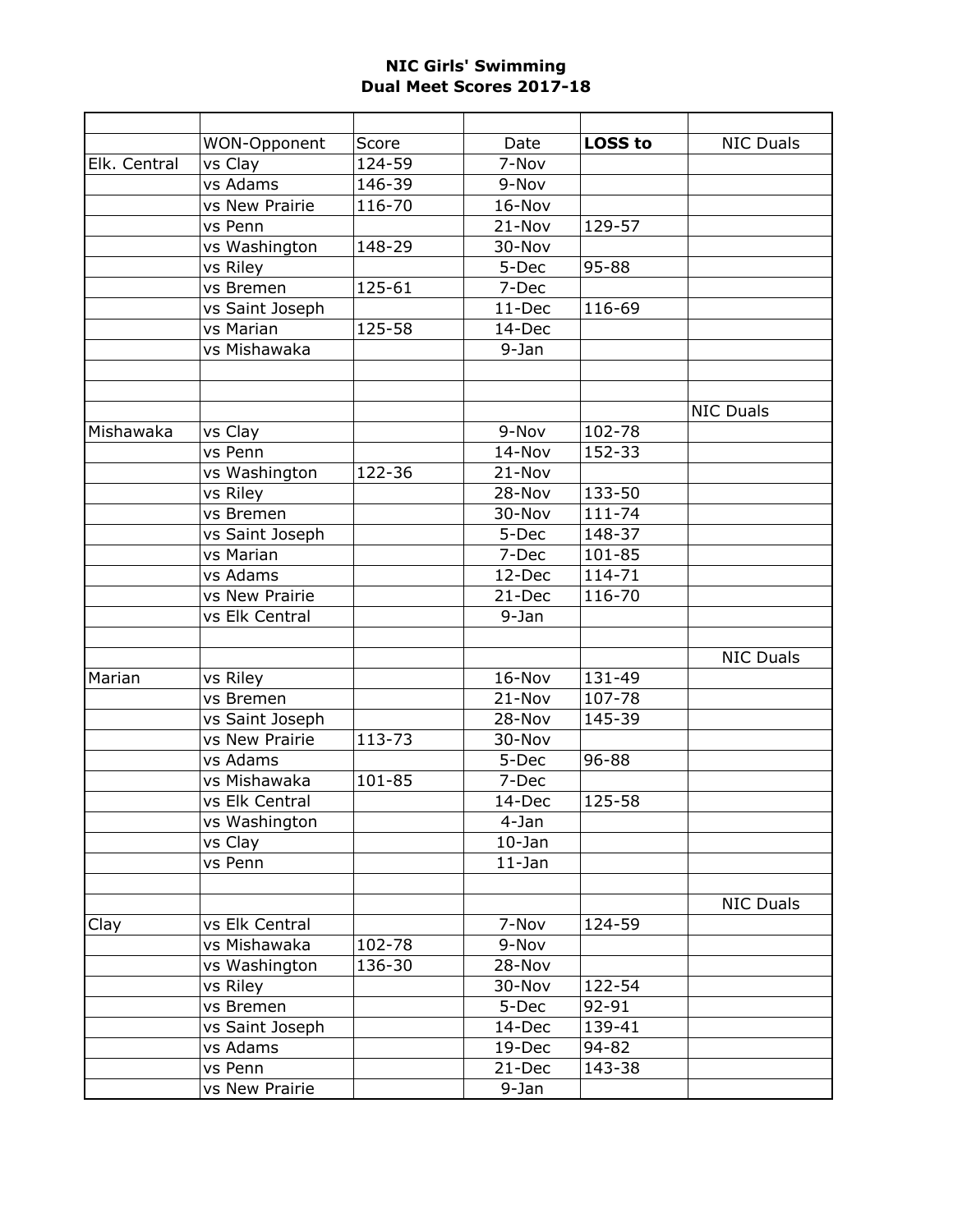# NIC Girls' Swimming
## Dual Meet Scores 2017-18

| | | | | | |
|---|---|---|---|---|---|
| | WON-Opponent | Score | Date | **LOSS to** | NIC Duals |
| Elk. Central | vs Clay | 124-59 | 7-Nov | | |
| | vs Adams | 146-39 | 9-Nov | | |
| | vs New Prairie | 116-70 | 16-Nov | | |
| | vs Penn | | 21-Nov | 129-57 | |
| | vs Washington | 148-29 | 30-Nov | | |
| | vs Riley | | 5-Dec | 95-88 | |
| | vs Bremen | 125-61 | 7-Dec | | |
| | vs Saint Joseph | | 11-Dec | 116-69 | |
| | vs Marian | 125-58 | 14-Dec | | |
| | vs Mishawaka | | 9-Jan | | |
| | | | | | |
| | | | | | |
| | | | | | NIC Duals |
| Mishawaka | vs Clay | | 9-Nov | 102-78 | |
| | vs Penn | | 14-Nov | 152-33 | |
| | vs Washington | 122-36 | 21-Nov | | |
| | vs Riley | | 28-Nov | 133-50 | |
| | vs Bremen | | 30-Nov | 111-74 | |
| | vs Saint Joseph | | 5-Dec | 148-37 | |
| | vs Marian | | 7-Dec | 101-85 | |
| | vs Adams | | 12-Dec | 114-71 | |
| | vs New Prairie | | 21-Dec | 116-70 | |
| | vs Elk Central | | 9-Jan | | |
| | | | | | |
| | | | | | NIC Duals |
| Marian | vs Riley | | 16-Nov | 131-49 | |
| | vs Bremen | | 21-Nov | 107-78 | |
| | vs Saint Joseph | | 28-Nov | 145-39 | |
| | vs New Prairie | 113-73 | 30-Nov | | |
| | vs Adams | | 5-Dec | 96-88 | |
| | vs Mishawaka | 101-85 | 7-Dec | | |
| | vs Elk Central | | 14-Dec | 125-58 | |
| | vs Washington | | 4-Jan | | |
| | vs Clay | | 10-Jan | | |
| | vs Penn | | 11-Jan | | |
| | | | | | |
| | | | | | NIC Duals |
| Clay | vs Elk Central | | 7-Nov | 124-59 | |
| | vs Mishawaka | 102-78 | 9-Nov | | |
| | vs Washington | 136-30 | 28-Nov | | |
| | vs Riley | | 30-Nov | 122-54 | |
| | vs Bremen | | 5-Dec | 92-91 | |
| | vs Saint Joseph | | 14-Dec | 139-41 | |
| | vs Adams | | 19-Dec | 94-82 | |
| | vs Penn | | 21-Dec | 143-38 | |
| | vs New Prairie | | 9-Jan | | |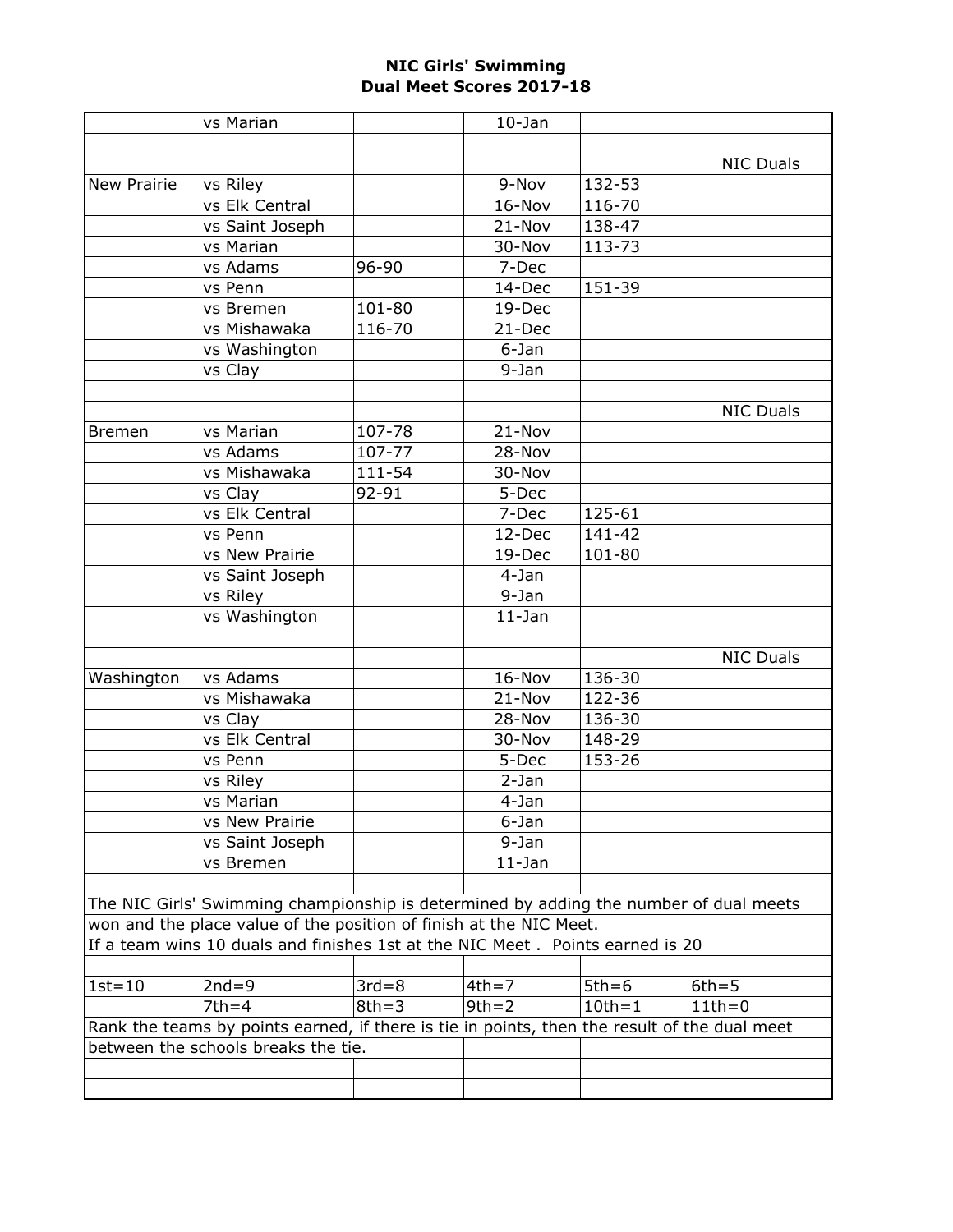# NIC Girls' Swimming
## Dual Meet Scores 2017-18

| | | | | | |
|---|---|---|---|---|---|
| | vs Marian | | 10-Jan | | |
| | | | | | |
| | | | | | NIC Duals |
| New Prairie | vs Riley | | 9-Nov | 132-53 | |
| | vs Elk Central | | 16-Nov | 116-70 | |
| | vs Saint Joseph | | 21-Nov | 138-47 | |
| | vs Marian | | 30-Nov | 113-73 | |
| | vs Adams | 96-90 | 7-Dec | | |
| | vs Penn | | 14-Dec | 151-39 | |
| | vs Bremen | 101-80 | 19-Dec | | |
| | vs Mishawaka | 116-70 | 21-Dec | | |
| | vs Washington | | 6-Jan | | |
| | vs Clay | | 9-Jan | | |
| | | | | | |
| | | | | | NIC Duals |
| Bremen | vs Marian | 107-78 | 21-Nov | | |
| | vs Adams | 107-77 | 28-Nov | | |
| | vs Mishawaka | 111-54 | 30-Nov | | |
| | vs Clay | 92-91 | 5-Dec | | |
| | vs Elk Central | | 7-Dec | 125-61 | |
| | vs Penn | | 12-Dec | 141-42 | |
| | vs New Prairie | | 19-Dec | 101-80 | |
| | vs Saint Joseph | | 4-Jan | | |
| | vs Riley | | 9-Jan | | |
| | vs Washington | | 11-Jan | | |
| | | | | | |
| | | | | | NIC Duals |
| Washington | vs Adams | | 16-Nov | 136-30 | |
| | vs Mishawaka | | 21-Nov | 122-36 | |
| | vs Clay | | 28-Nov | 136-30 | |
| | vs Elk Central | | 30-Nov | 148-29 | |
| | vs Penn | | 5-Dec | 153-26 | |
| | vs Riley | | 2-Jan | | |
| | vs Marian | | 4-Jan | | |
| | vs New Prairie | | 6-Jan | | |
| | vs Saint Joseph | | 9-Jan | | |
| | vs Bremen | | 11-Jan | | |

The NIC Girls' Swimming championship is determined by adding the number of dual meets won and the place value of the position of finish at the NIC Meet.

If a team wins 10 duals and finishes 1st at the NIC Meet . Points earned is 20

| | | | | | |
|---|---|---|---|---|---|
| 1st=10 | 2nd=9 | 3rd=8 | 4th=7 | 5th=6 | 6th=5 |
| | 7th=4 | 8th=3 | 9th=2 | 10th=1 | 11th=0 |

Rank the teams by points earned, if there is tie in points, then the result of the dual meet between the schools breaks the tie.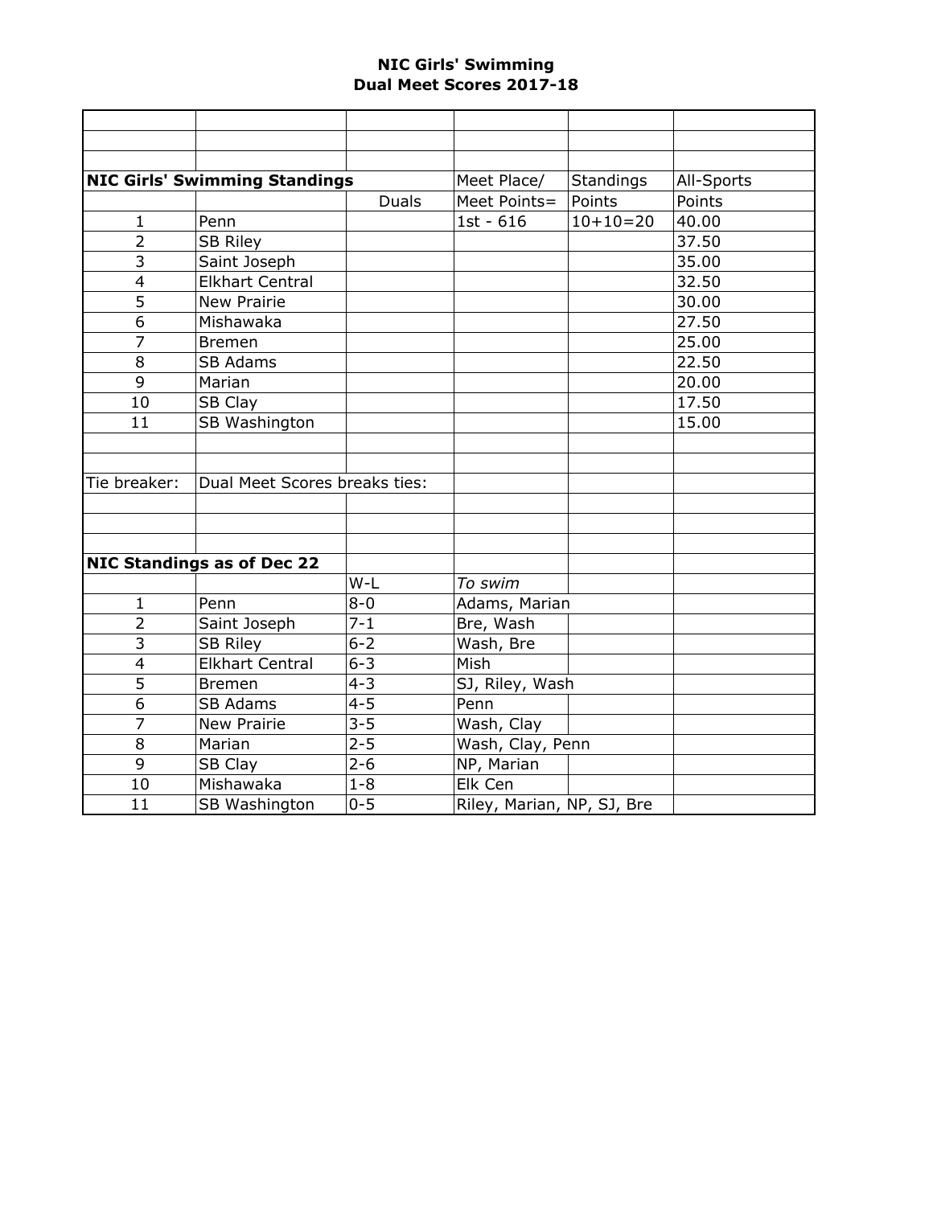# NIC Girls' Swimming
## Dual Meet Scores 2017-18

| | | | | | |
|---|---|---|---|---|---|
| **NIC Girls' Swimming Standings** | | | Meet Place/ | Standings | All-Sports |
| | | Duals | Meet Points= | Points | Points |
| 1 | Penn | | 1st - 616 | 10+10=20 | 40.00 |
| 2 | SB Riley | | | | 37.50 |
| 3 | Saint Joseph | | | | 35.00 |
| 4 | Elkhart Central | | | | 32.50 |
| 5 | New Prairie | | | | 30.00 |
| 6 | Mishawaka | | | | 27.50 |
| 7 | Bremen | | | | 25.00 |
| 8 | SB Adams | | | | 22.50 |
| 9 | Marian | | | | 20.00 |
| 10 | SB Clay | | | | 17.50 |
| 11 | SB Washington | | | | 15.00 |
| | | | | | |
| | | | | | |
| Tie breaker: | Dual Meet Scores breaks ties: | | | | |
| | | | | | |
| | | | | | |
| | | | | | |
| **NIC Standings as of Dec 22** | | | | | |
| | | W-L | *To swim* | | |
| 1 | Penn | 8-0 | Adams, Marian | | |
| 2 | Saint Joseph | 7-1 | Bre, Wash | | |
| 3 | SB Riley | 6-2 | Wash, Bre | | |
| 4 | Elkhart Central | 6-3 | Mish | | |
| 5 | Bremen | 4-3 | SJ, Riley, Wash | | |
| 6 | SB Adams | 4-5 | Penn | | |
| 7 | New Prairie | 3-5 | Wash, Clay | | |
| 8 | Marian | 2-5 | Wash, Clay, Penn | | |
| 9 | SB Clay | 2-6 | NP, Marian | | |
| 10 | Mishawaka | 1-8 | Elk Cen | | |
| 11 | SB Washington | 0-5 | Riley, Marian, NP, SJ, Bre | | |